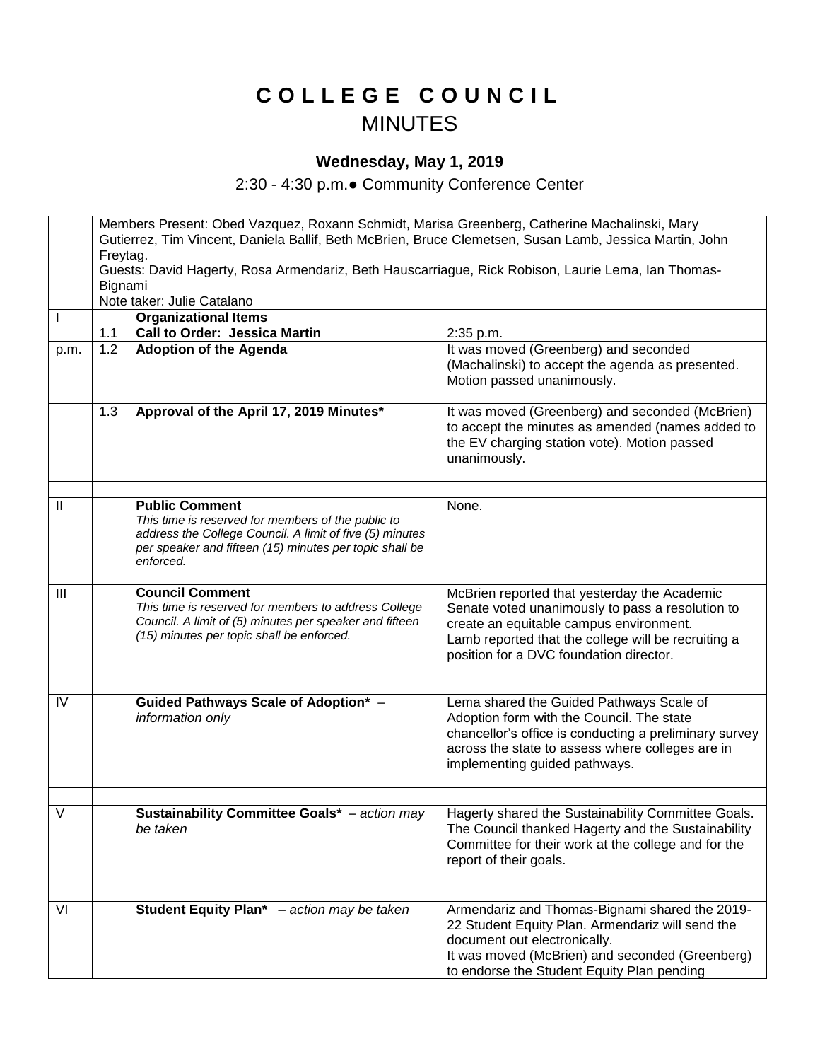# COLLEGE COUNCIL

## MINUTES

### Wednesday, May 1, 2019

2:30 - 4:30 p.m.● Community Conference Center

| | | | |
|---|---|---|---|
| | Members Present: Obed Vazquez, Roxann Schmidt, Marisa Greenberg, Catherine Machalinski, Mary Gutierrez, Tim Vincent, Daniela Ballif, Beth McBrien, Bruce Clemetsen, Susan Lamb, Jessica Martin, John Freytag.<br>Guests: David Hagerty, Rosa Armendariz, Beth Hauscarriague, Rick Robison, Laurie Lema, Ian Thomas-Bignami<br>Note taker: Julie Catalano | | |
| I | | **Organizational Items** | |
| | 1.1 | **Call to Order: Jessica Martin** | 2:35 p.m. |
| p.m. | 1.2 | **Adoption of the Agenda** | It was moved (Greenberg) and seconded (Machalinski) to accept the agenda as presented. Motion passed unanimously. |
| | 1.3 | **Approval of the April 17, 2019 Minutes*** | It was moved (Greenberg) and seconded (McBrien) to accept the minutes as amended (names added to the EV charging station vote). Motion passed unanimously. |
| | | | |
| II | | **Public Comment**<br>*This time is reserved for members of the public to address the College Council. A limit of five (5) minutes per speaker and fifteen (15) minutes per topic shall be enforced.* | None. |
| | | | |
| III | | **Council Comment**<br>*This time is reserved for members to address College Council. A limit of (5) minutes per speaker and fifteen (15) minutes per topic shall be enforced.* | McBrien reported that yesterday the Academic Senate voted unanimously to pass a resolution to create an equitable campus environment.<br>Lamb reported that the college will be recruiting a position for a DVC foundation director. |
| | | | |
| IV | | **Guided Pathways Scale of Adoption*** – *information only* | Lema shared the Guided Pathways Scale of Adoption form with the Council. The state chancellor's office is conducting a preliminary survey across the state to assess where colleges are in implementing guided pathways. |
| | | | |
| V | | **Sustainability Committee Goals*** – *action may be taken* | Hagerty shared the Sustainability Committee Goals. The Council thanked Hagerty and the Sustainability Committee for their work at the college and for the report of their goals. |
| | | | |
| VI | | **Student Equity Plan*** – *action may be taken* | Armendariz and Thomas-Bignami shared the 2019-22 Student Equity Plan. Armendariz will send the document out electronically.<br>It was moved (McBrien) and seconded (Greenberg) to endorse the Student Equity Plan pending |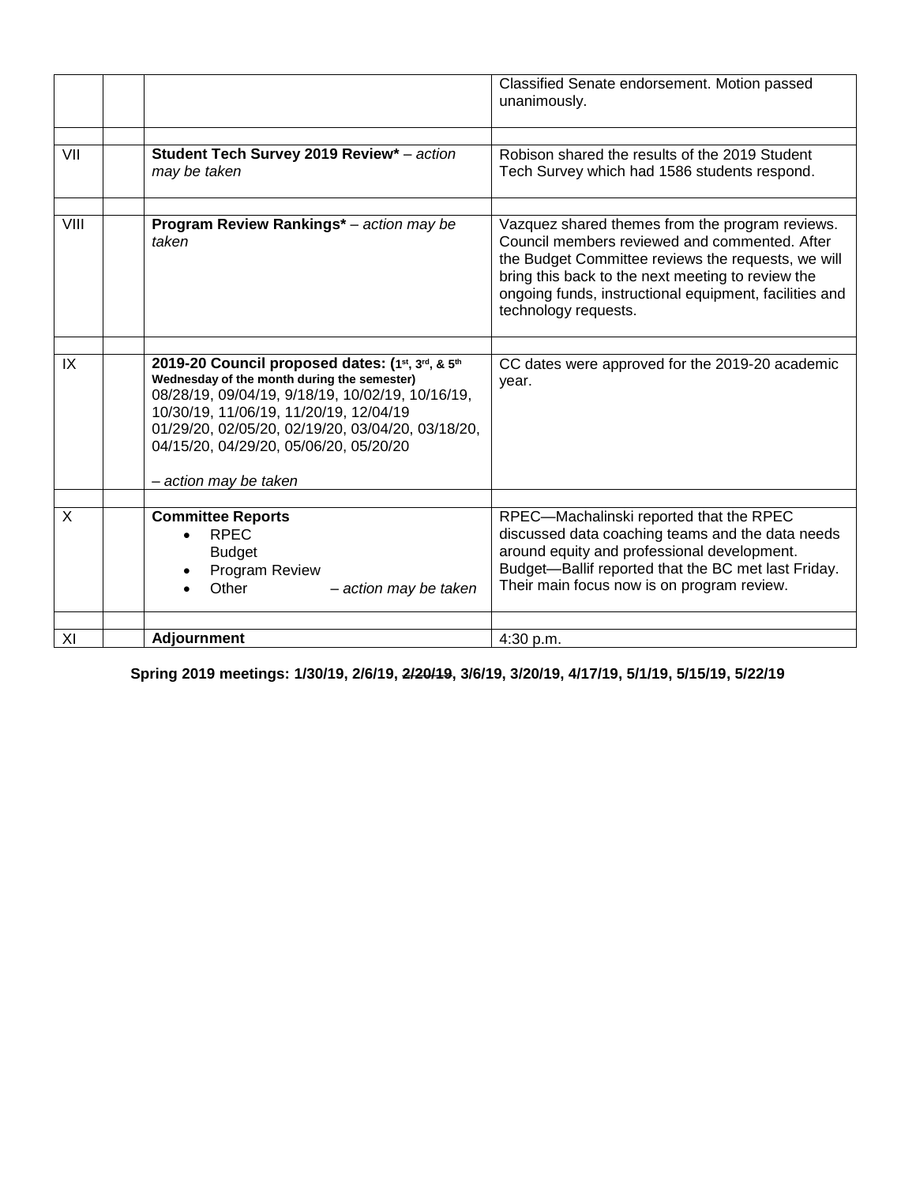| | | | |
|---|---|---|---|
| | | | Classified Senate endorsement. Motion passed unanimously. |
| | | | |
| VII | | **Student Tech Survey 2019 Review*** – *action may be taken* | Robison shared the results of the 2019 Student Tech Survey which had 1586 students respond. |
| | | | |
| VIII | | **Program Review Rankings*** – *action may be taken* | Vazquez shared themes from the program reviews. Council members reviewed and commented. After the Budget Committee reviews the requests, we will bring this back to the next meeting to review the ongoing funds, instructional equipment, facilities and technology requests. |
| | | | |
| IX | | **2019-20 Council proposed dates: (1st, 3rd, & 5th Wednesday of the month during the semester)** 08/28/19, 09/04/19, 9/18/19, 10/02/19, 10/16/19, 10/30/19, 11/06/19, 11/20/19, 12/04/19 01/29/20, 02/05/20, 02/19/20, 03/04/20, 03/18/20, 04/15/20, 04/29/20, 05/06/20, 05/20/20 <br><br> *– action may be taken* | CC dates were approved for the 2019-20 academic year. |
| | | | |
| X | | **Committee Reports** <br>• RPEC <br>Budget <br>• Program Review <br>• Other *– action may be taken* | RPEC—Machalinski reported that the RPEC discussed data coaching teams and the data needs around equity and professional development. Budget—Ballif reported that the BC met last Friday. Their main focus now is on program review. |
| | | | |
| XI | | **Adjournment** | 4:30 p.m. |

**Spring 2019 meetings: 1/30/19, 2/6/19, ~~2/20/19~~, 3/6/19, 3/20/19, 4/17/19, 5/1/19, 5/15/19, 5/22/19**